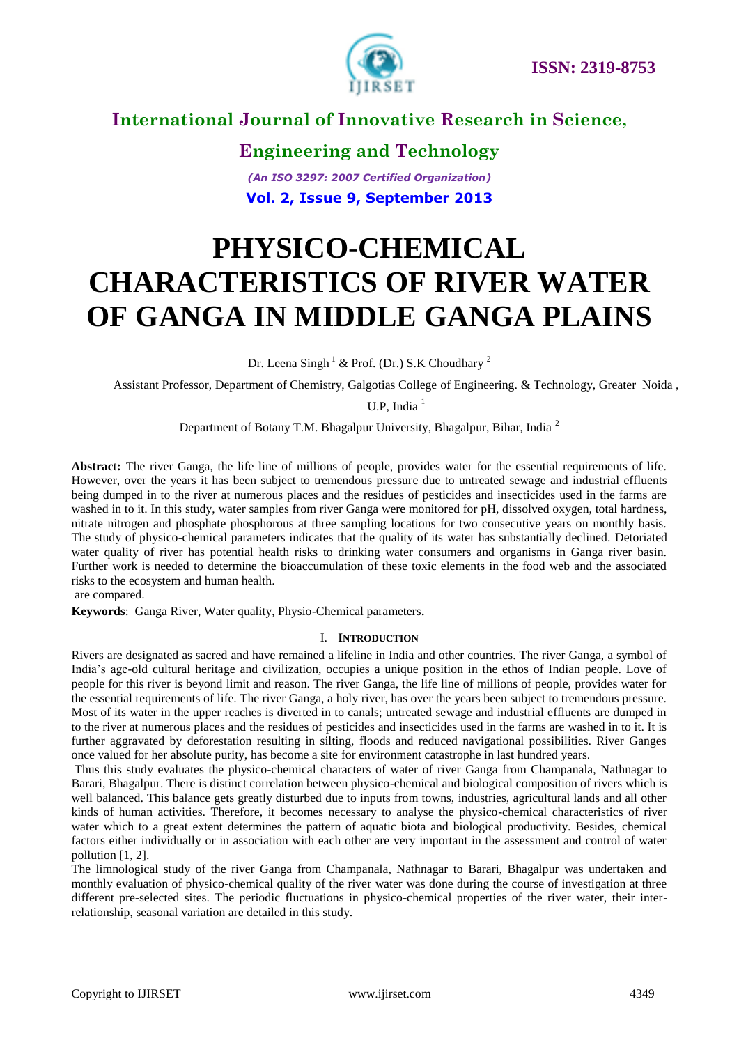# PHYSICO-CHEMICAL CHARACTERISTICS OF RIVER WATER OF GANGA IN MIDDLE GANGA PLAINS

Dr. Leena Singh [1] & Prof. (Dr.) S.K Choudhary [2]

Assistant Professor, Department of Chemistry, Galgotias College of Engineering. & Technology, Greater Noida , U.P, India [1]

Department of Botany T.M. Bhagalpur University, Bhagalpur, Bihar, India [2]

**Abstract:** The river Ganga, the life line of millions of people, provides water for the essential requirements of life. However, over the years it has been subject to tremendous pressure due to untreated sewage and industrial effluents being dumped in to the river at numerous places and the residues of pesticides and insecticides used in the farms are washed in to it. In this study, water samples from river Ganga were monitored for pH, dissolved oxygen, total hardness, nitrate nitrogen and phosphate phosphorous at three sampling locations for two consecutive years on monthly basis. The study of physico-chemical parameters indicates that the quality of its water has substantially declined. Detoriated water quality of river has potential health risks to drinking water consumers and organisms in Ganga river basin. Further work is needed to determine the bioaccumulation of these toxic elements in the food web and the associated risks to the ecosystem and human health.
are compared.

**Keywords**: Ganga River, Water quality, Physio-Chemical parameters.

## I. Introduction

Rivers are designated as sacred and have remained a lifeline in India and other countries. The river Ganga, a symbol of India's age-old cultural heritage and civilization, occupies a unique position in the ethos of Indian people. Love of people for this river is beyond limit and reason. The river Ganga, the life line of millions of people, provides water for the essential requirements of life. The river Ganga, a holy river, has over the years been subject to tremendous pressure. Most of its water in the upper reaches is diverted in to canals; untreated sewage and industrial effluents are dumped in to the river at numerous places and the residues of pesticides and insecticides used in the farms are washed in to it. It is further aggravated by deforestation resulting in silting, floods and reduced navigational possibilities. River Ganges once valued for her absolute purity, has become a site for environment catastrophe in last hundred years.

Thus this study evaluates the physico-chemical characters of water of river Ganga from Champanala, Nathnagar to Barari, Bhagalpur. There is distinct correlation between physico-chemical and biological composition of rivers which is well balanced. This balance gets greatly disturbed due to inputs from towns, industries, agricultural lands and all other kinds of human activities. Therefore, it becomes necessary to analyse the physico-chemical characteristics of river water which to a great extent determines the pattern of aquatic biota and biological productivity. Besides, chemical factors either individually or in association with each other are very important in the assessment and control of water pollution [1, 2].

The limnological study of the river Ganga from Champanala, Nathnagar to Barari, Bhagalpur was undertaken and monthly evaluation of physico-chemical quality of the river water was done during the course of investigation at three different pre-selected sites. The periodic fluctuations in physico-chemical properties of the river water, their inter-relationship, seasonal variation are detailed in this study.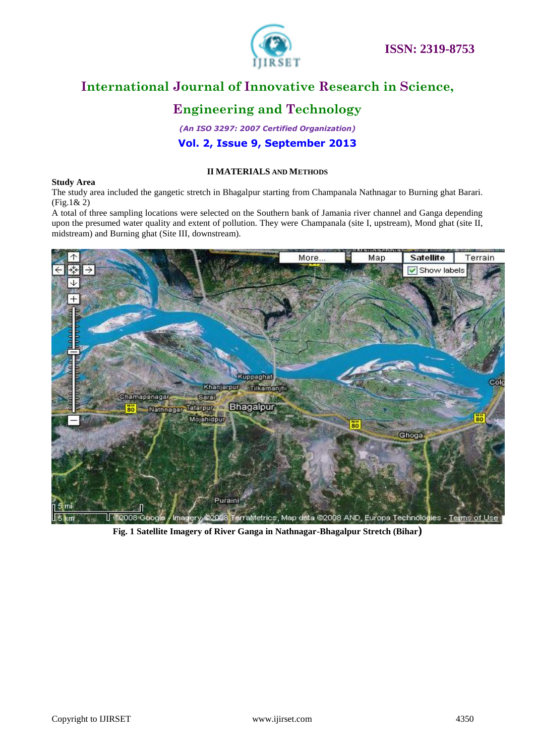## II MATERIALS AND METHODS

**Study Area**

The study area included the gangetic stretch in Bhagalpur starting from Champanala Nathnagar to Burning ghat Barari. (Fig.1& 2)

A total of three sampling locations were selected on the Southern bank of Jamania river channel and Ganga depending upon the presumed water quality and extent of pollution. They were Champanala (site I, upstream), Mond ghat (site II, midstream) and Burning ghat (Site III, downstream).

**Fig. 1 Satellite Imagery of River Ganga in Nathnagar-Bhagalpur Stretch (Bihar)**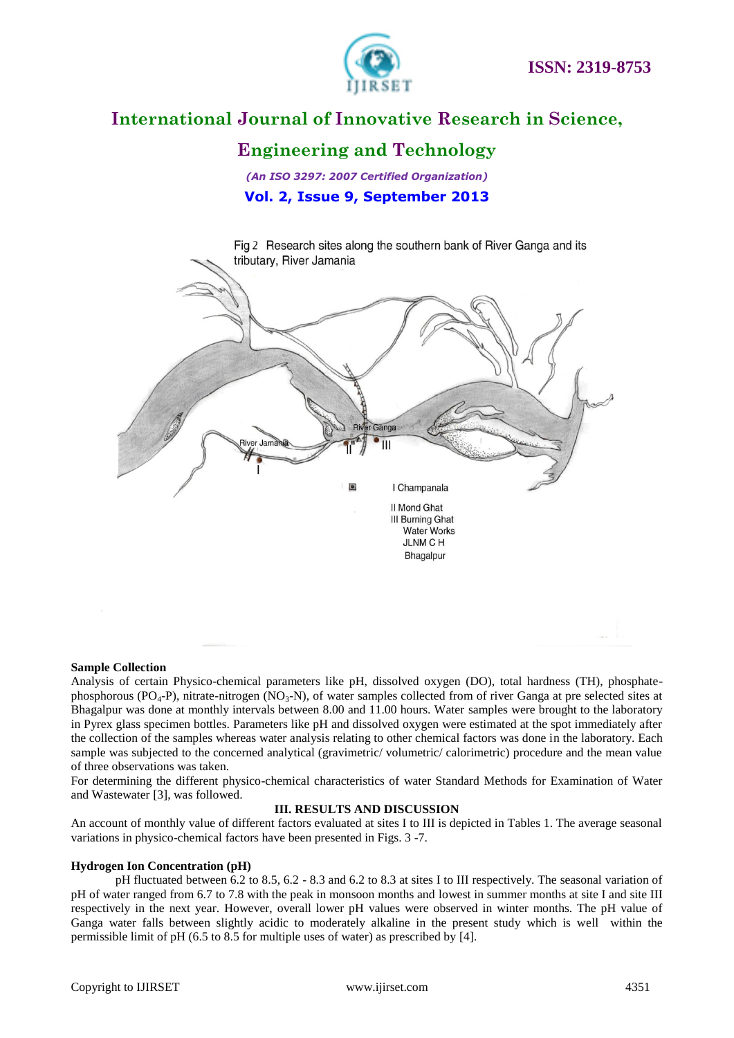Fig 2 Research sites along the southern bank of River Ganga and its tributary, River Jamania

I Champanala

II Mond Ghat

III Burning Ghat

Water Works

JLNM C H

Bhagalpur

**Sample Collection**

Analysis of certain Physico-chemical parameters like pH, dissolved oxygen (DO), total hardness (TH), phosphate-phosphorous ($PO_4$-P), nitrate-nitrogen ($NO_3$-N), of water samples collected from of river Ganga at pre selected sites at Bhagalpur was done at monthly intervals between 8.00 and 11.00 hours. Water samples were brought to the laboratory in Pyrex glass specimen bottles. Parameters like pH and dissolved oxygen were estimated at the spot immediately after the collection of the samples whereas water analysis relating to other chemical factors was done in the laboratory. Each sample was subjected to the concerned analytical (gravimetric/ volumetric/ calorimetric) procedure and the mean value of three observations was taken.

For determining the different physico-chemical characteristics of water Standard Methods for Examination of Water and Wastewater [3], was followed.

## III. RESULTS AND DISCUSSION

An account of monthly value of different factors evaluated at sites I to III is depicted in Tables 1. The average seasonal variations in physico-chemical factors have been presented in Figs. 3 -7.

**Hydrogen Ion Concentration (pH)**

pH fluctuated between 6.2 to 8.5, 6.2 - 8.3 and 6.2 to 8.3 at sites I to III respectively. The seasonal variation of pH of water ranged from 6.7 to 7.8 with the peak in monsoon months and lowest in summer months at site I and site III respectively in the next year. However, overall lower pH values were observed in winter months. The pH value of Ganga water falls between slightly acidic to moderately alkaline in the present study which is well within the permissible limit of pH (6.5 to 8.5 for multiple uses of water) as prescribed by [4].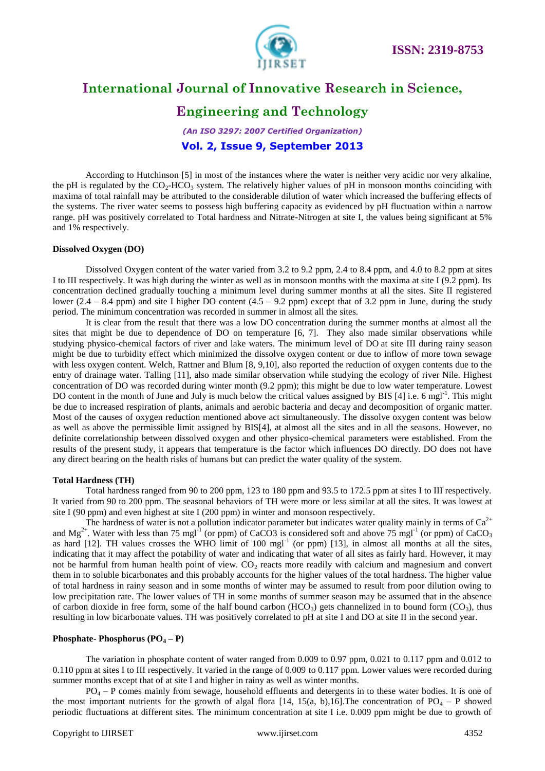According to Hutchinson [5] in most of the instances where the water is neither very acidic nor very alkaline, the pH is regulated by the $CO_2$-$HCO_3$ system. The relatively higher values of pH in monsoon months coinciding with maxima of total rainfall may be attributed to the considerable dilution of water which increased the buffering effects of the systems. The river water seems to possess high buffering capacity as evidenced by pH fluctuation within a narrow range. pH was positively correlated to Total hardness and Nitrate-Nitrogen at site I, the values being significant at 5% and 1% respectively.

**Dissolved Oxygen (DO)**

Dissolved Oxygen content of the water varied from 3.2 to 9.2 ppm, 2.4 to 8.4 ppm, and 4.0 to 8.2 ppm at sites I to III respectively. It was high during the winter as well as in monsoon months with the maxima at site I (9.2 ppm). Its concentration declined gradually touching a minimum level during summer months at all the sites. Site II registered lower (2.4 – 8.4 ppm) and site I higher DO content (4.5 – 9.2 ppm) except that of 3.2 ppm in June, during the study period. The minimum concentration was recorded in summer in almost all the sites.

It is clear from the result that there was a low DO concentration during the summer months at almost all the sites that might be due to dependence of DO on temperature [6, 7]. They also made similar observations while studying physico-chemical factors of river and lake waters. The minimum level of DO at site III during rainy season might be due to turbidity effect which minimized the dissolve oxygen content or due to inflow of more town sewage with less oxygen content. Welch, Rattner and Blum [8, 9,10], also reported the reduction of oxygen contents due to the entry of drainage water. Talling [11], also made similar observation while studying the ecology of river Nile. Highest concentration of DO was recorded during winter month (9.2 ppm); this might be due to low water temperature. Lowest DO content in the month of June and July is much below the critical values assigned by BIS [4] i.e. 6 $mgl^{-1}$. This might be due to increased respiration of plants, animals and aerobic bacteria and decay and decomposition of organic matter. Most of the causes of oxygen reduction mentioned above act simultaneously. The dissolve oxygen content was below as well as above the permissible limit assigned by BIS[4], at almost all the sites and in all the seasons. However, no definite correlationship between dissolved oxygen and other physico-chemical parameters were established. From the results of the present study, it appears that temperature is the factor which influences DO directly. DO does not have any direct bearing on the health risks of humans but can predict the water quality of the system.

**Total Hardness (TH)**

Total hardness ranged from 90 to 200 ppm, 123 to 180 ppm and 93.5 to 172.5 ppm at sites I to III respectively. It varied from 90 to 200 ppm. The seasonal behaviors of TH were more or less similar at all the sites. It was lowest at site I (90 ppm) and even highest at site I (200 ppm) in winter and monsoon respectively.

The hardness of water is not a pollution indicator parameter but indicates water quality mainly in terms of $Ca^{2+}$ and $Mg^{2+}$. Water with less than 75 $mgl^{-1}$ (or ppm) of CaCO3 is considered soft and above 75 $mgl^{-1}$ (or ppm) of $CaCO_3$ as hard [12]. TH values crosses the WHO limit of 100 $mgl^{-1}$ (or ppm) [13], in almost all months at all the sites, indicating that it may affect the potability of water and indicating that water of all sites as fairly hard. However, it may not be harmful from human health point of view. $CO_2$ reacts more readily with calcium and magnesium and convert them in to soluble bicarbonates and this probably accounts for the higher values of the total hardness. The higher value of total hardness in rainy season and in some months of winter may be assumed to result from poor dilution owing to low precipitation rate. The lower values of TH in some months of summer season may be assumed that in the absence of carbon dioxide in free form, some of the half bound carbon ($HCO_3$) gets channelized in to bound form ($CO_3$), thus resulting in low bicarbonate values. TH was positively correlated to pH at site I and DO at site II in the second year.

**Phosphate- Phosphorus ($PO_4$ – P)**

The variation in phosphate content of water ranged from 0.009 to 0.97 ppm, 0.021 to 0.117 ppm and 0.012 to 0.110 ppm at sites I to III respectively. It varied in the range of 0.009 to 0.117 ppm. Lower values were recorded during summer months except that of at site I and higher in rainy as well as winter months.

$PO_4$ – P comes mainly from sewage, household effluents and detergents in to these water bodies. It is one of the most important nutrients for the growth of algal flora [14, 15(a, b),16].The concentration of $PO_4$ – P showed periodic fluctuations at different sites. The minimum concentration at site I i.e. 0.009 ppm might be due to growth of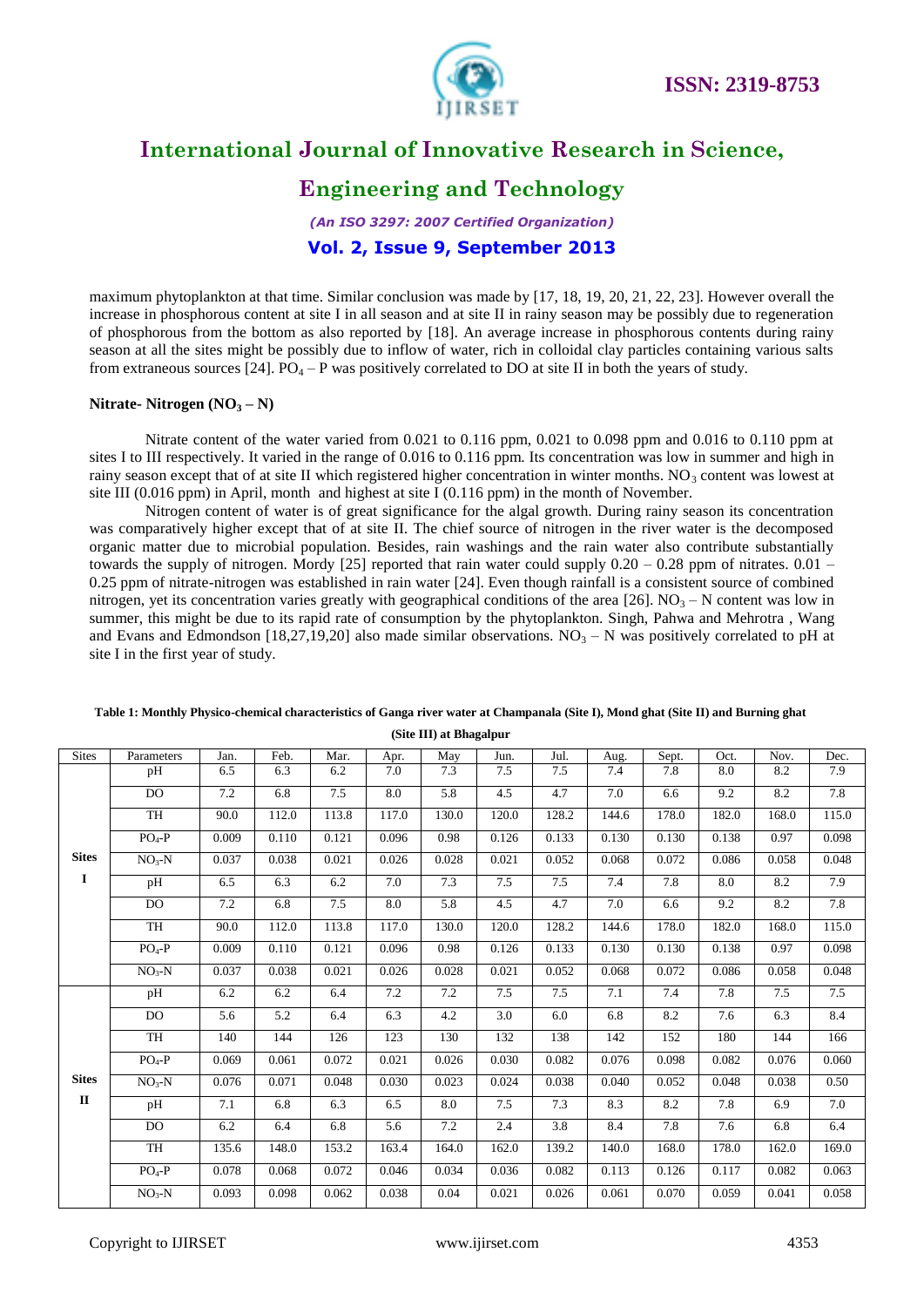maximum phytoplankton at that time. Similar conclusion was made by [17, 18, 19, 20, 21, 22, 23]. However overall the increase in phosphorous content at site I in all season and at site II in rainy season may be possibly due to regeneration of phosphorous from the bottom as also reported by [18]. An average increase in phosphorous contents during rainy season at all the sites might be possibly due to inflow of water, rich in colloidal clay particles containing various salts from extraneous sources [24]. $PO_4$ – P was positively correlated to DO at site II in both the years of study.

**Nitrate- Nitrogen ($NO_3$ – N)**

Nitrate content of the water varied from 0.021 to 0.116 ppm, 0.021 to 0.098 ppm and 0.016 to 0.110 ppm at sites I to III respectively. It varied in the range of 0.016 to 0.116 ppm. Its concentration was low in summer and high in rainy season except that of at site II which registered higher concentration in winter months. $NO_3$ content was lowest at site III (0.016 ppm) in April, month and highest at site I (0.116 ppm) in the month of November.

Nitrogen content of water is of great significance for the algal growth. During rainy season its concentration was comparatively higher except that of at site II. The chief source of nitrogen in the river water is the decomposed organic matter due to microbial population. Besides, rain washings and the rain water also contribute substantially towards the supply of nitrogen. Mordy [25] reported that rain water could supply 0.20 – 0.28 ppm of nitrates. 0.01 – 0.25 ppm of nitrate-nitrogen was established in rain water [24]. Even though rainfall is a consistent source of combined nitrogen, yet its concentration varies greatly with geographical conditions of the area [26]. $NO_3$ – N content was low in summer, this might be due to its rapid rate of consumption by the phytoplankton. Singh, Pahwa and Mehrotra , Wang and Evans and Edmondson [18,27,19,20] also made similar observations. $NO_3$ – N was positively correlated to pH at site I in the first year of study.

**Table 1: Monthly Physico-chemical characteristics of Ganga river water at Champanala (Site I), Mond ghat (Site II) and Burning ghat (Site III) at Bhagalpur**

| Sites | Parameters | Jan. | Feb. | Mar. | Apr. | May | Jun. | Jul. | Aug. | Sept. | Oct. | Nov. | Dec. |
|---|---|---|---|---|---|---|---|---|---|---|---|---|---|
| **Sites I** | pH | 6.5 | 6.3 | 6.2 | 7.0 | 7.3 | 7.5 | 7.5 | 7.4 | 7.8 | 8.0 | 8.2 | 7.9 |
| | DO | 7.2 | 6.8 | 7.5 | 8.0 | 5.8 | 4.5 | 4.7 | 7.0 | 6.6 | 9.2 | 8.2 | 7.8 |
| | TH | 90.0 | 112.0 | 113.8 | 117.0 | 130.0 | 120.0 | 128.2 | 144.6 | 178.0 | 182.0 | 168.0 | 115.0 |
| | $PO_4$-P | 0.009 | 0.110 | 0.121 | 0.096 | 0.98 | 0.126 | 0.133 | 0.130 | 0.130 | 0.138 | 0.97 | 0.098 |
| | $NO_3$-N | 0.037 | 0.038 | 0.021 | 0.026 | 0.028 | 0.021 | 0.052 | 0.068 | 0.072 | 0.086 | 0.058 | 0.048 |
| | pH | 6.5 | 6.3 | 6.2 | 7.0 | 7.3 | 7.5 | 7.5 | 7.4 | 7.8 | 8.0 | 8.2 | 7.9 |
| | DO | 7.2 | 6.8 | 7.5 | 8.0 | 5.8 | 4.5 | 4.7 | 7.0 | 6.6 | 9.2 | 8.2 | 7.8 |
| | TH | 90.0 | 112.0 | 113.8 | 117.0 | 130.0 | 120.0 | 128.2 | 144.6 | 178.0 | 182.0 | 168.0 | 115.0 |
| | $PO_4$-P | 0.009 | 0.110 | 0.121 | 0.096 | 0.98 | 0.126 | 0.133 | 0.130 | 0.130 | 0.138 | 0.97 | 0.098 |
| | $NO_3$-N | 0.037 | 0.038 | 0.021 | 0.026 | 0.028 | 0.021 | 0.052 | 0.068 | 0.072 | 0.086 | 0.058 | 0.048 |
| **Sites II** | pH | 6.2 | 6.2 | 6.4 | 7.2 | 7.2 | 7.5 | 7.5 | 7.1 | 7.4 | 7.8 | 7.5 | 7.5 |
| | DO | 5.6 | 5.2 | 6.4 | 6.3 | 4.2 | 3.0 | 6.0 | 6.8 | 8.2 | 7.6 | 6.3 | 8.4 |
| | TH | 140 | 144 | 126 | 123 | 130 | 132 | 138 | 142 | 152 | 180 | 144 | 166 |
| | $PO_4$-P | 0.069 | 0.061 | 0.072 | 0.021 | 0.026 | 0.030 | 0.082 | 0.076 | 0.098 | 0.082 | 0.076 | 0.060 |
| | $NO_3$-N | 0.076 | 0.071 | 0.048 | 0.030 | 0.023 | 0.024 | 0.038 | 0.040 | 0.052 | 0.048 | 0.038 | 0.50 |
| | pH | 7.1 | 6.8 | 6.3 | 6.5 | 8.0 | 7.5 | 7.3 | 8.3 | 8.2 | 7.8 | 6.9 | 7.0 |
| | DO | 6.2 | 6.4 | 6.8 | 5.6 | 7.2 | 2.4 | 3.8 | 8.4 | 7.8 | 7.6 | 6.8 | 6.4 |
| | TH | 135.6 | 148.0 | 153.2 | 163.4 | 164.0 | 162.0 | 139.2 | 140.0 | 168.0 | 178.0 | 162.0 | 169.0 |
| | $PO_4$-P | 0.078 | 0.068 | 0.072 | 0.046 | 0.034 | 0.036 | 0.082 | 0.113 | 0.126 | 0.117 | 0.082 | 0.063 |
| | $NO_3$-N | 0.093 | 0.098 | 0.062 | 0.038 | 0.04 | 0.021 | 0.026 | 0.061 | 0.070 | 0.059 | 0.041 | 0.058 |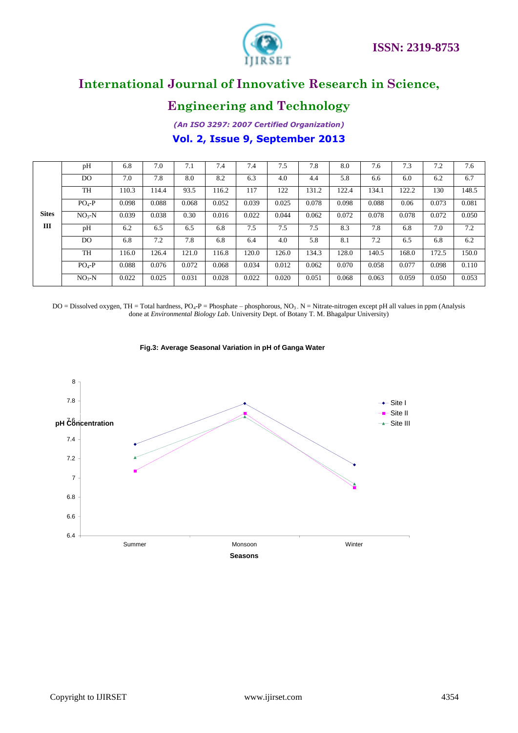| Sites III | Parameter | | | | | | | | | | | | |
|---|---|---|---|---|---|---|---|---|---|---|---|---|---|
| | pH | 6.8 | 7.0 | 7.1 | 7.4 | 7.4 | 7.5 | 7.8 | 8.0 | 7.6 | 7.3 | 7.2 | 7.6 |
| | DO | 7.0 | 7.8 | 8.0 | 8.2 | 6.3 | 4.0 | 4.4 | 5.8 | 6.6 | 6.0 | 6.2 | 6.7 |
| | TH | 110.3 | 114.4 | 93.5 | 116.2 | 117 | 122 | 131.2 | 122.4 | 134.1 | 122.2 | 130 | 148.5 |
| | $PO_4$-P | 0.098 | 0.088 | 0.068 | 0.052 | 0.039 | 0.025 | 0.078 | 0.098 | 0.088 | 0.06 | 0.073 | 0.081 |
| | $NO_3$-N | 0.039 | 0.038 | 0.30 | 0.016 | 0.022 | 0.044 | 0.062 | 0.072 | 0.078 | 0.078 | 0.072 | 0.050 |
| | pH | 6.2 | 6.5 | 6.5 | 6.8 | 7.5 | 7.5 | 7.5 | 8.3 | 7.8 | 6.8 | 7.0 | 7.2 |
| | DO | 6.8 | 7.2 | 7.8 | 6.8 | 6.4 | 4.0 | 5.8 | 8.1 | 7.2 | 6.5 | 6.8 | 6.2 |
| | TH | 116.0 | 126.4 | 121.0 | 116.8 | 120.0 | 126.0 | 134.3 | 128.0 | 140.5 | 168.0 | 172.5 | 150.0 |
| | $PO_4$-P | 0.088 | 0.076 | 0.072 | 0.068 | 0.034 | 0.012 | 0.062 | 0.070 | 0.058 | 0.077 | 0.098 | 0.110 |
| | $NO_3$-N | 0.022 | 0.025 | 0.031 | 0.028 | 0.022 | 0.020 | 0.051 | 0.068 | 0.063 | 0.059 | 0.050 | 0.053 |

DO = Dissolved oxygen, TH = Total hardness, $PO_4$-P = Phosphate – phosphorous, $NO_3$ - N = Nitrate-nitrogen except pH all values in ppm (Analysis done at *Environmental Biology Lab*. University Dept. of Botany T. M. Bhagalpur University)

**Fig.3: Average Seasonal Variation in pH of Ganga Water**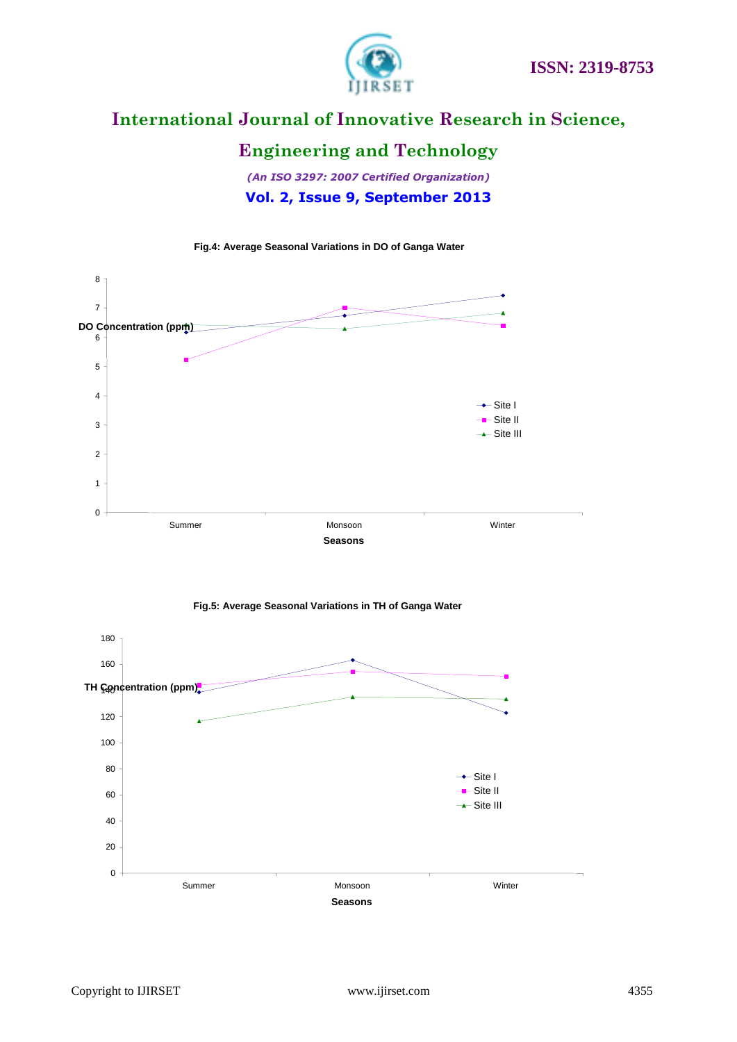Fig.4: Average Seasonal Variations in DO of Ganga Water

Fig.5: Average Seasonal Variations in TH of Ganga Water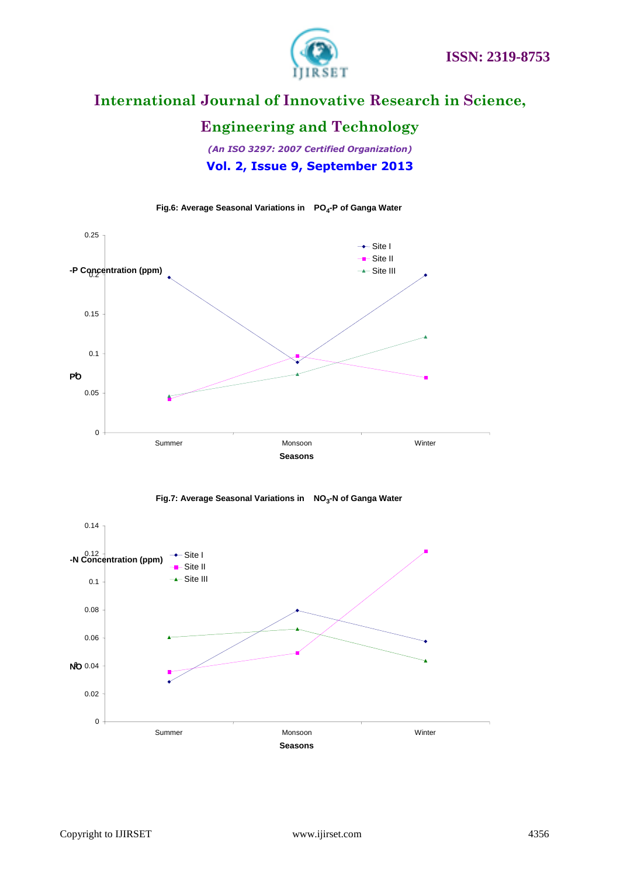Fig.6: Average Seasonal Variations in $PO_4$-P of Ganga Water

Fig.7: Average Seasonal Variations in $NO_3$-N of Ganga Water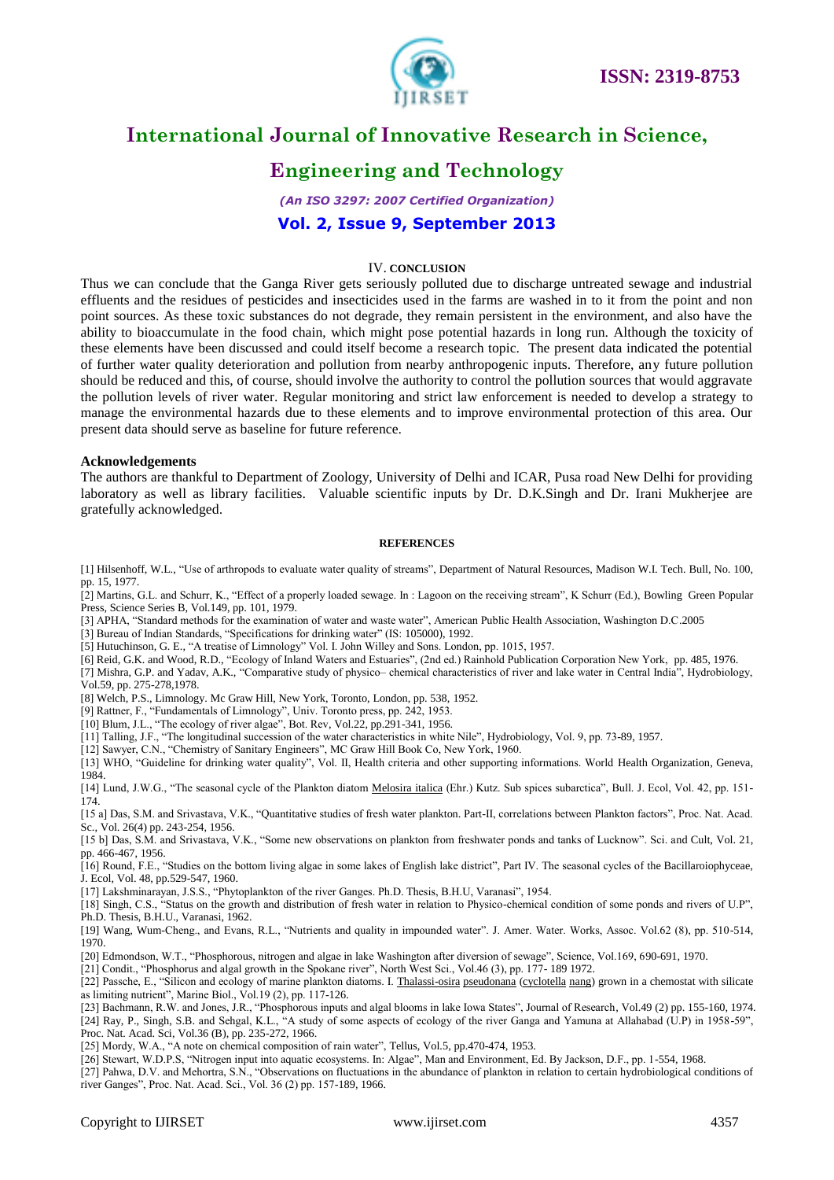## IV. CONCLUSION

Thus we can conclude that the Ganga River gets seriously polluted due to discharge untreated sewage and industrial effluents and the residues of pesticides and insecticides used in the farms are washed in to it from the point and non point sources. As these toxic substances do not degrade, they remain persistent in the environment, and also have the ability to bioaccumulate in the food chain, which might pose potential hazards in long run. Although the toxicity of these elements have been discussed and could itself become a research topic. The present data indicated the potential of further water quality deterioration and pollution from nearby anthropogenic inputs. Therefore, any future pollution should be reduced and this, of course, should involve the authority to control the pollution sources that would aggravate the pollution levels of river water. Regular monitoring and strict law enforcement is needed to develop a strategy to manage the environmental hazards due to these elements and to improve environmental protection of this area. Our present data should serve as baseline for future reference.

### Acknowledgements

The authors are thankful to Department of Zoology, University of Delhi and ICAR, Pusa road New Delhi for providing laboratory as well as library facilities. Valuable scientific inputs by Dr. D.K.Singh and Dr. Irani Mukherjee are gratefully acknowledged.

## REFERENCES

[1] Hilsenhoff, W.L., "Use of arthropods to evaluate water quality of streams", Department of Natural Resources, Madison W.I. Tech. Bull, No. 100, pp. 15, 1977.

[2] Martins, G.L. and Schurr, K., "Effect of a properly loaded sewage. In : Lagoon on the receiving stream", K Schurr (Ed.), Bowling Green Popular Press, Science Series B, Vol.149, pp. 101, 1979.

[3] APHA, "Standard methods for the examination of water and waste water", American Public Health Association, Washington D.C.2005

[3] Bureau of Indian Standards, "Specifications for drinking water" (IS: 105000), 1992.

[5] Hutuchinson, G. E., "A treatise of Limnology" Vol. I. John Willey and Sons. London, pp. 1015, 1957.

[6] Reid, G.K. and Wood, R.D., "Ecology of Inland Waters and Estuaries", (2nd ed.) Rainhold Publication Corporation New York, pp. 485, 1976.

[7] Mishra, G.P. and Yadav, A.K., "Comparative study of physico– chemical characteristics of river and lake water in Central India", Hydrobiology, Vol.59, pp. 275-278,1978.

[8] Welch, P.S., Limnology. Mc Graw Hill, New York, Toronto, London, pp. 538, 1952.

[9] Rattner, F., "Fundamentals of Limnology", Univ. Toronto press, pp. 242, 1953.

[10] Blum, J.L., "The ecology of river algae", Bot. Rev, Vol.22, pp.291-341, 1956.

[11] Talling, J.F., "The longitudinal succession of the water characteristics in white Nile", Hydrobiology, Vol. 9, pp. 73-89, 1957.

[12] Sawyer, C.N., "Chemistry of Sanitary Engineers", MC Graw Hill Book Co, New York, 1960.

[13] WHO, "Guideline for drinking water quality", Vol. II, Health criteria and other supporting informations. World Health Organization, Geneva, 1984.

[14] Lund, J.W.G., "The seasonal cycle of the Plankton diatom Melosira italica (Ehr.) Kutz. Sub spices subarctica", Bull. J. Ecol, Vol. 42, pp. 151-174.

[15 a] Das, S.M. and Srivastava, V.K., "Quantitative studies of fresh water plankton. Part-II, correlations between Plankton factors", Proc. Nat. Acad. Sc., Vol. 26(4) pp. 243-254, 1956.

[15 b] Das, S.M. and Srivastava, V.K., "Some new observations on plankton from freshwater ponds and tanks of Lucknow". Sci. and Cult, Vol. 21, pp. 466-467, 1956.

[16] Round, F.E., "Studies on the bottom living algae in some lakes of English lake district", Part IV. The seasonal cycles of the Bacillaroiophyceae, J. Ecol, Vol. 48, pp.529-547, 1960.

[17] Lakshminarayan, J.S.S., "Phytoplankton of the river Ganges. Ph.D. Thesis, B.H.U, Varanasi", 1954.

[18] Singh, C.S., "Status on the growth and distribution of fresh water in relation to Physico-chemical condition of some ponds and rivers of U.P", Ph.D. Thesis, B.H.U., Varanasi, 1962.

[19] Wang, Wum-Cheng., and Evans, R.L., "Nutrients and quality in impounded water". J. Amer. Water. Works, Assoc. Vol.62 (8), pp. 510-514, 1970.

[20] Edmondson, W.T., "Phosphorous, nitrogen and algae in lake Washington after diversion of sewage", Science, Vol.169, 690-691, 1970.

[21] Condit., "Phosphorus and algal growth in the Spokane river", North West Sci., Vol.46 (3), pp. 177- 189 1972.

[22] Passche, E., "Silicon and ecology of marine plankton diatoms. I. Thalassi-osira pseudonana (cyclotella nang) grown in a chemostat with silicate as limiting nutrient", Marine Biol., Vol.19 (2), pp. 117-126.

[23] Bachmann, R.W. and Jones, J.R., "Phosphorous inputs and algal blooms in lake Iowa States", Journal of Research, Vol.49 (2) pp. 155-160, 1974.

[24] Ray, P., Singh, S.B. and Sehgal, K.L., "A study of some aspects of ecology of the river Ganga and Yamuna at Allahabad (U.P) in 1958-59", Proc. Nat. Acad. Sci, Vol.36 (B), pp. 235-272, 1966.

[25] Mordy, W.A., "A note on chemical composition of rain water", Tellus, Vol.5, pp.470-474, 1953.

[26] Stewart, W.D.P.S, "Nitrogen input into aquatic ecosystems. In: Algae", Man and Environment, Ed. By Jackson, D.F., pp. 1-554, 1968.

[27] Pahwa, D.V. and Mehortra, S.N., "Observations on fluctuations in the abundance of plankton in relation to certain hydrobiological conditions of river Ganges", Proc. Nat. Acad. Sci., Vol. 36 (2) pp. 157-189, 1966.